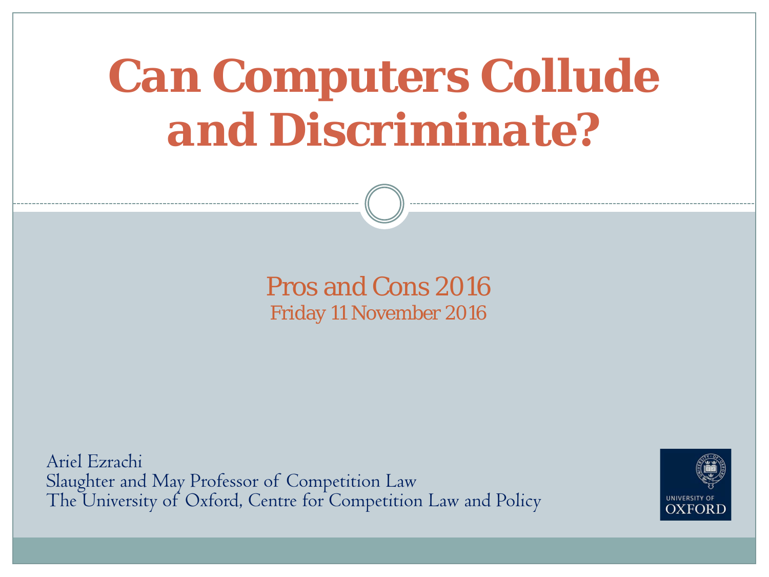# Can Computers Collude and Discriminate?

Pros and Cons 2016

Friday 11 November 2016

Ariel Ezrachi
Slaughter and May Professor of Competition Law
The University of Oxford, Centre for Competition Law and Policy

UNIVERSITY OF OXFORD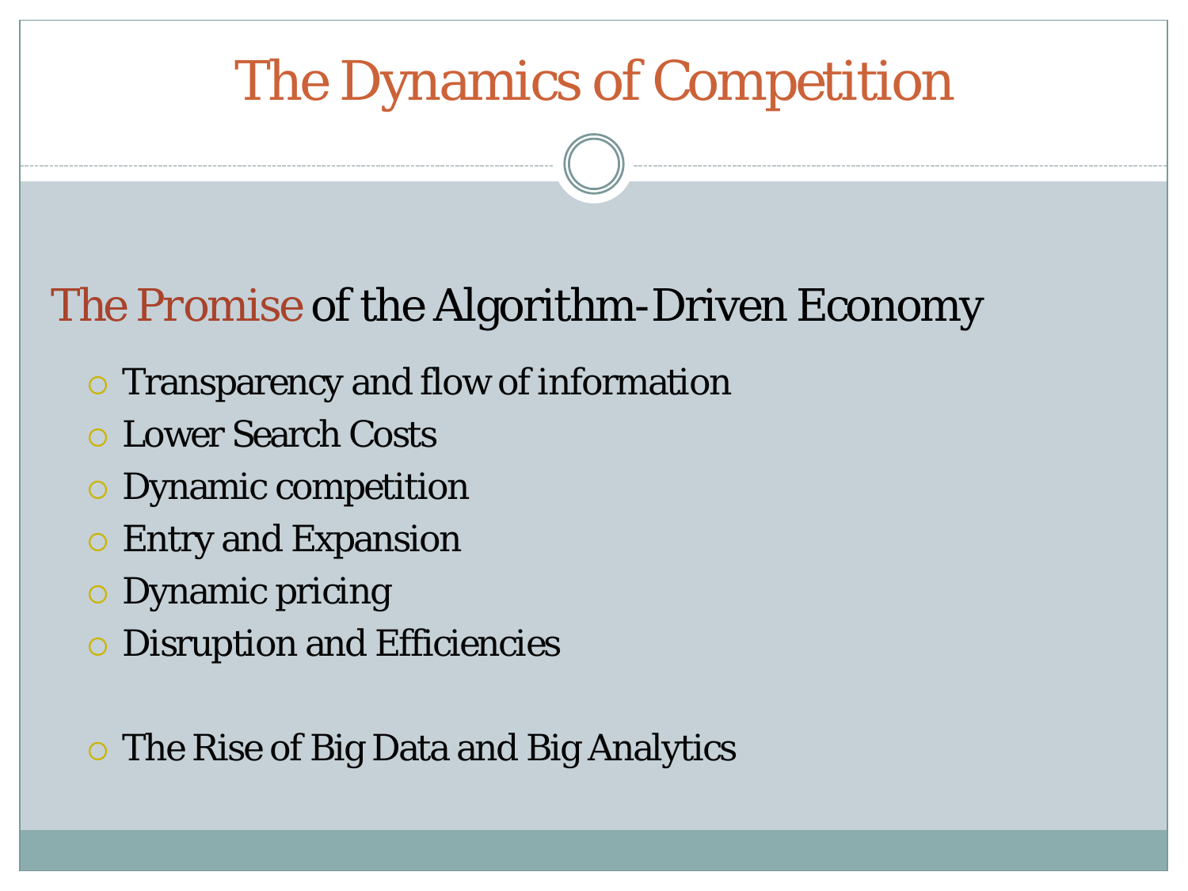# The Dynamics of Competition

## The Promise of the Algorithm-Driven Economy

- Transparency and flow of information
- Lower Search Costs
- Dynamic competition
- Entry and Expansion
- Dynamic pricing
- Disruption and Efficiencies

- The Rise of Big Data and Big Analytics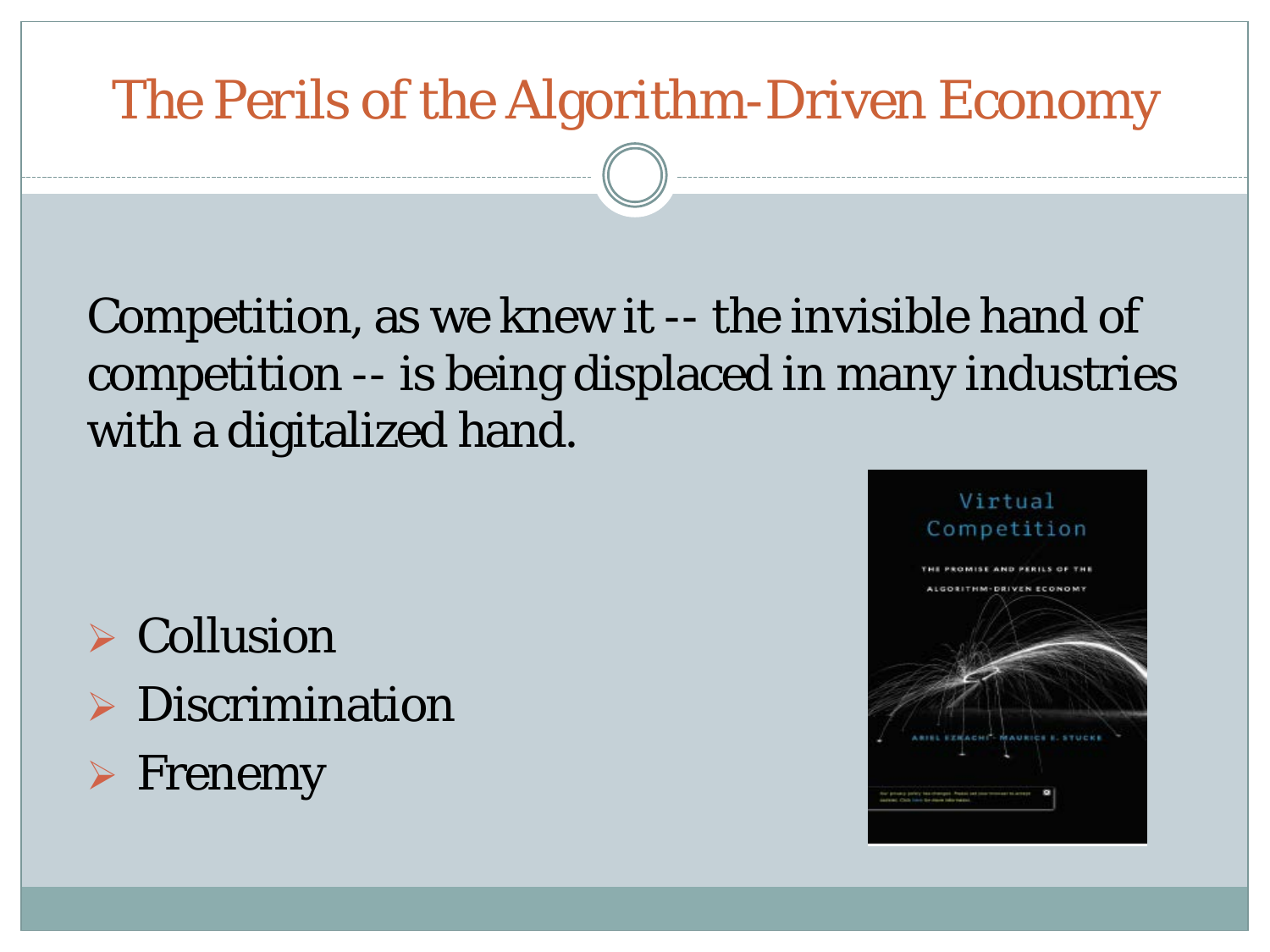# The Perils of the Algorithm-Driven Economy

Competition, as we knew it -- the invisible hand of competition -- is being displaced in many industries with a digitalized hand.

- Collusion
- Discrimination
- Frenemy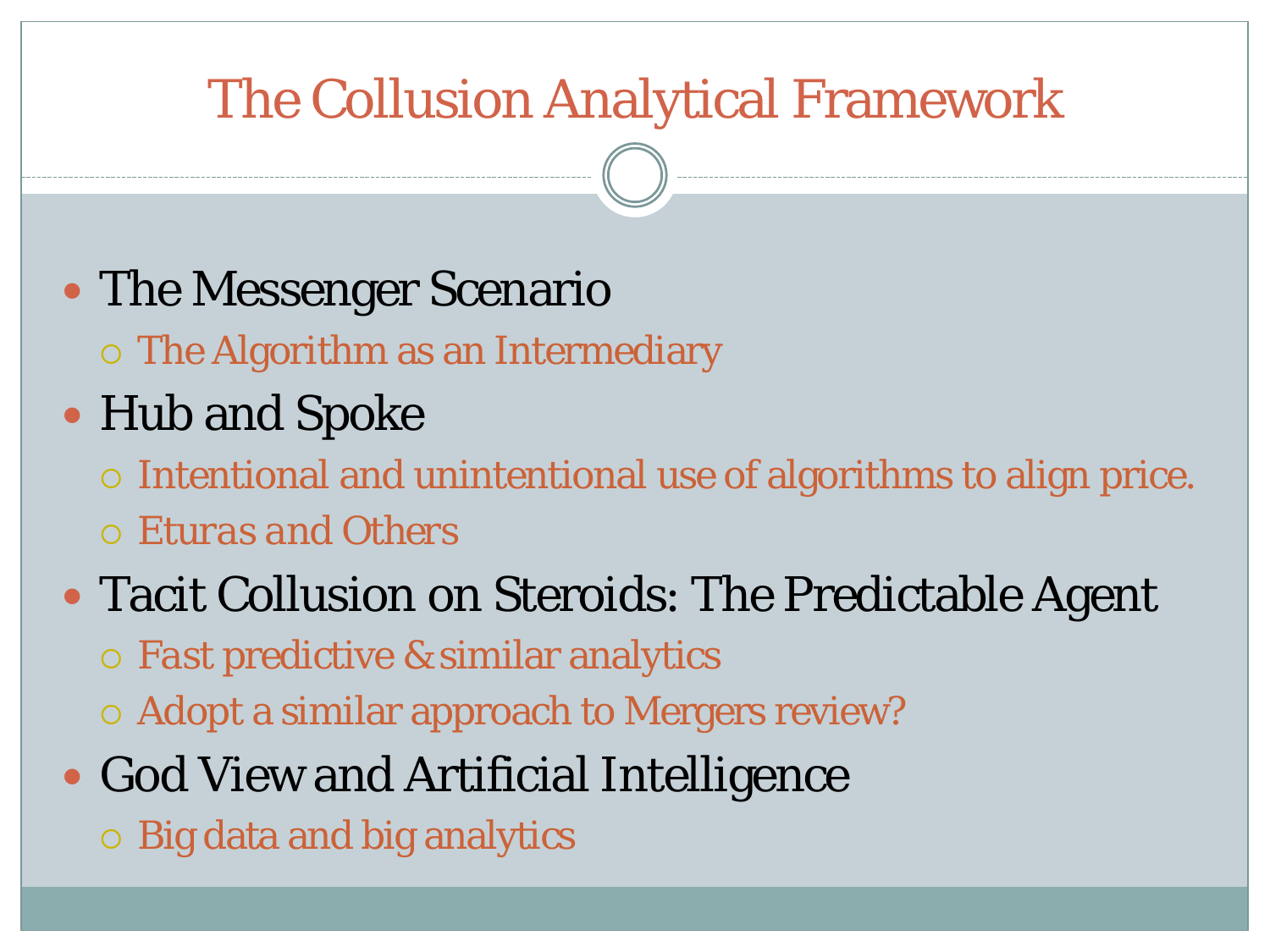# The Collusion Analytical Framework

- The Messenger Scenario
  - The Algorithm as an Intermediary
- Hub and Spoke
  - Intentional and unintentional use of algorithms to align price.
  - Eturas and Others
- Tacit Collusion on Steroids: The Predictable Agent
  - Fast predictive & similar analytics
  - Adopt a similar approach to Mergers review?
- God View and Artificial Intelligence
  - Big data and big analytics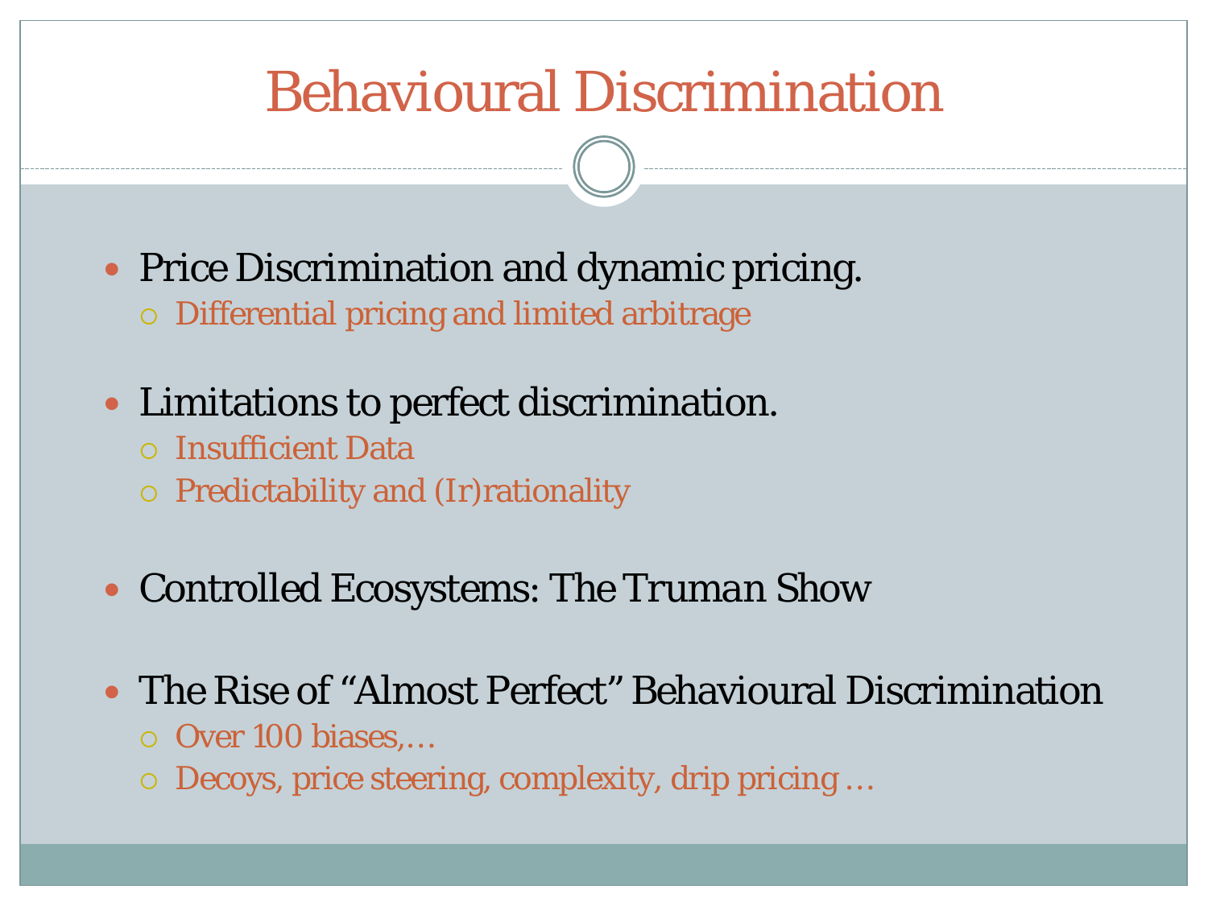# Behavioural Discrimination

- Price Discrimination and dynamic pricing.
  - Differential pricing and limited arbitrage
- Limitations to perfect discrimination.
  - Insufficient Data
  - Predictability and (Ir)rationality
- Controlled Ecosystems: The Truman Show
- The Rise of "Almost Perfect" Behavioural Discrimination
  - Over 100 biases,…
  - Decoys, price steering, complexity, drip pricing …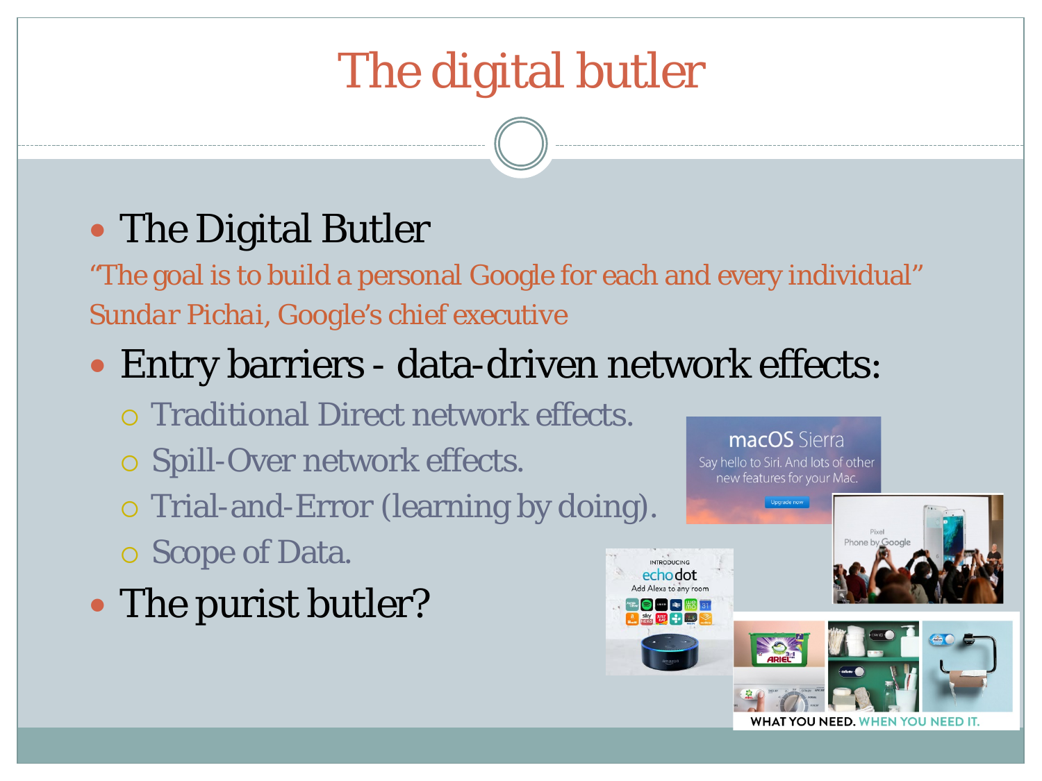# The digital butler

- The Digital Butler

"The goal is to build a personal Google for each and every individual"
Sundar Pichai, Google's chief executive

- Entry barriers - data-driven network effects:
  - Traditional Direct network effects.
  - Spill-Over network effects.
  - Trial-and-Error (learning by doing).
  - Scope of Data.
- The purist butler?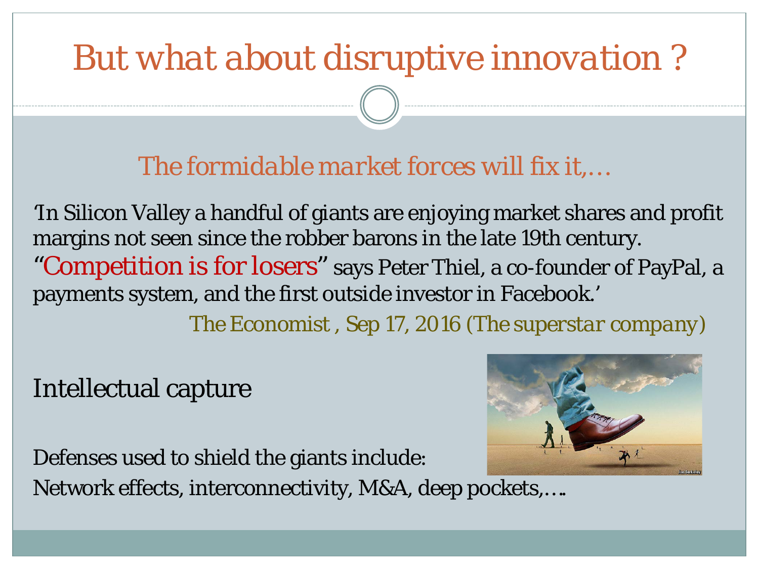# But what about disruptive innovation ?

## *The formidable market forces will fix it,…*

'In Silicon Valley a handful of giants are enjoying market shares and profit margins not seen since the robber barons in the late 19th century. "Competition is for losers" says Peter Thiel, a co-founder of PayPal, a payments system, and the first outside investor in Facebook.'

*The Economist , Sep 17, 2016 (The superstar company)*

Intellectual capture

Defenses used to shield the giants include:

Network effects, interconnectivity, M&A, deep pockets,….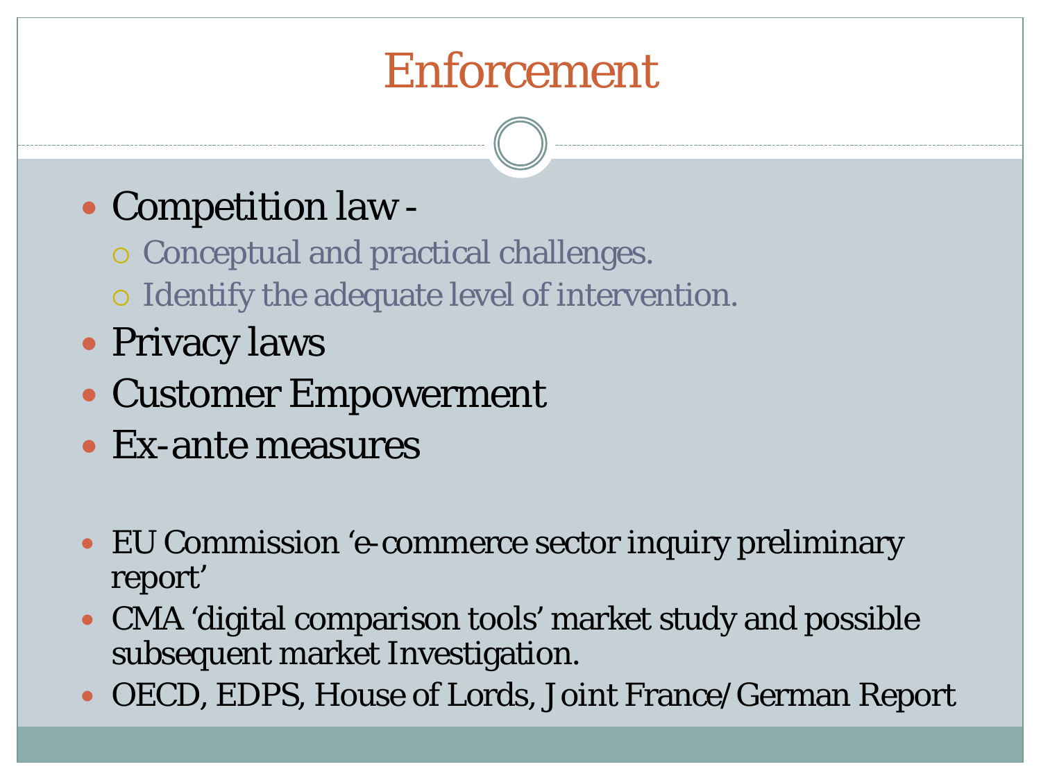# Enforcement

- Competition law -
  - Conceptual and practical challenges.
  - Identify the adequate level of intervention.
- Privacy laws
- Customer Empowerment
- Ex-ante measures

- EU Commission 'e-commerce sector inquiry preliminary report'
- CMA 'digital comparison tools' market study and possible subsequent market Investigation.
- OECD, EDPS, House of Lords, Joint France/German Report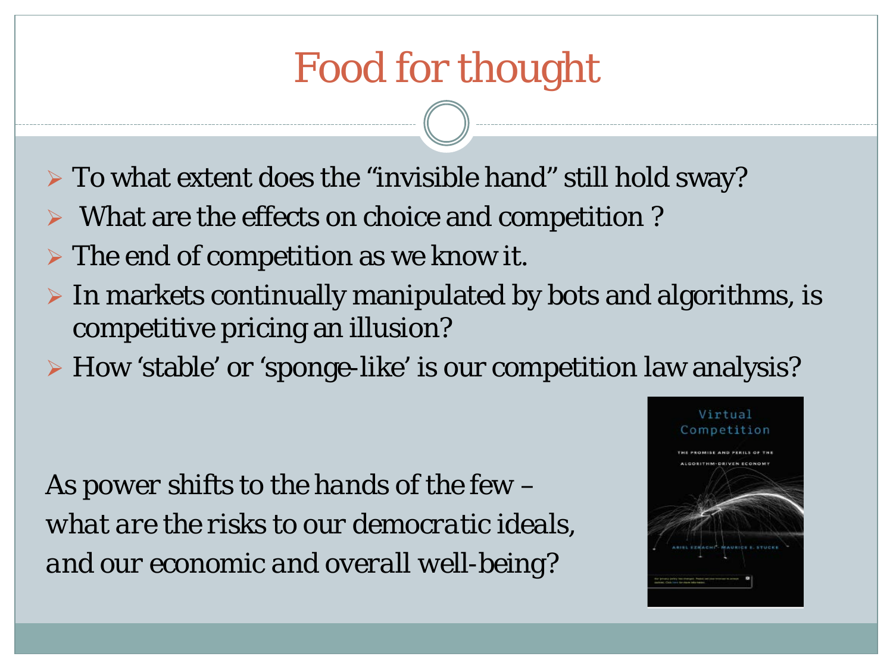# Food for thought

- To what extent does the "invisible hand" still hold sway?
- What are the effects on choice and competition ?
- The end of competition as we know it.
- In markets continually manipulated by bots and algorithms, is competitive pricing an illusion?
- How 'stable' or 'sponge-like' is our competition law analysis?

*As power shifts to the hands of the few – what are the risks to our democratic ideals, and our economic and overall well-being?*